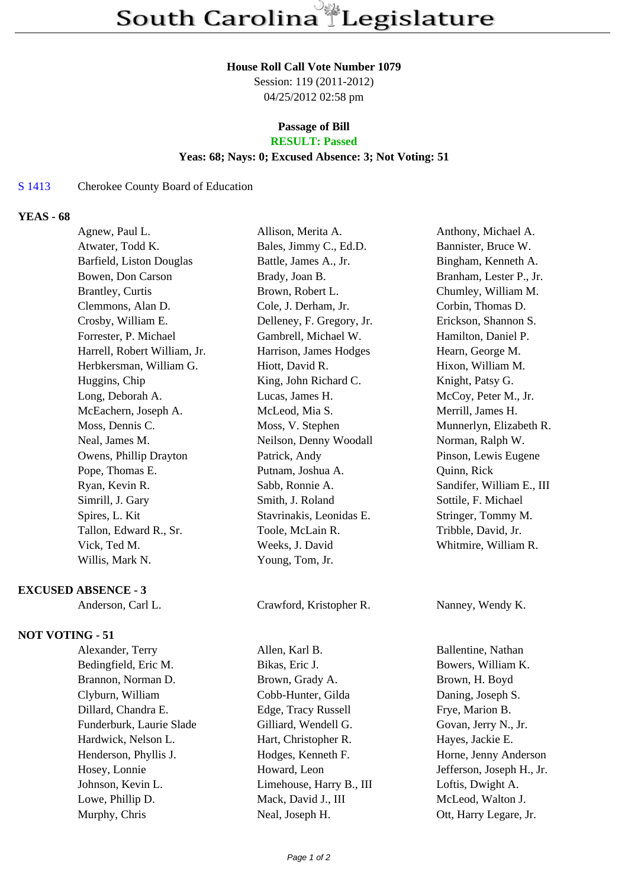# South Carolina Legislature

**House Roll Call Vote Number 1079**
Session: 119 (2011-2012)
04/25/2012 02:58 pm

**Passage of Bill**
**RESULT: Passed**
**Yeas: 68; Nays: 0; Excused Absence: 3; Not Voting: 51**

S 1413 Cherokee County Board of Education

## YEAS - 68

| | | |
|---|---|---|
| Agnew, Paul L. | Allison, Merita A. | Anthony, Michael A. |
| Atwater, Todd K. | Bales, Jimmy C., Ed.D. | Bannister, Bruce W. |
| Barfield, Liston Douglas | Battle, James A., Jr. | Bingham, Kenneth A. |
| Bowen, Don Carson | Brady, Joan B. | Branham, Lester P., Jr. |
| Brantley, Curtis | Brown, Robert L. | Chumley, William M. |
| Clemmons, Alan D. | Cole, J. Derham, Jr. | Corbin, Thomas D. |
| Crosby, William E. | Delleney, F. Gregory, Jr. | Erickson, Shannon S. |
| Forrester, P. Michael | Gambrell, Michael W. | Hamilton, Daniel P. |
| Harrell, Robert William, Jr. | Harrison, James Hodges | Hearn, George M. |
| Herbkersman, William G. | Hiott, David R. | Hixon, William M. |
| Huggins, Chip | King, John Richard C. | Knight, Patsy G. |
| Long, Deborah A. | Lucas, James H. | McCoy, Peter M., Jr. |
| McEachern, Joseph A. | McLeod, Mia S. | Merrill, James H. |
| Moss, Dennis C. | Moss, V. Stephen | Munnerlyn, Elizabeth R. |
| Neal, James M. | Neilson, Denny Woodall | Norman, Ralph W. |
| Owens, Phillip Drayton | Patrick, Andy | Pinson, Lewis Eugene |
| Pope, Thomas E. | Putnam, Joshua A. | Quinn, Rick |
| Ryan, Kevin R. | Sabb, Ronnie A. | Sandifer, William E., III |
| Simrill, J. Gary | Smith, J. Roland | Sottile, F. Michael |
| Spires, L. Kit | Stavrinakis, Leonidas E. | Stringer, Tommy M. |
| Tallon, Edward R., Sr. | Toole, McLain R. | Tribble, David, Jr. |
| Vick, Ted M. | Weeks, J. David | Whitmire, William R. |
| Willis, Mark N. | Young, Tom, Jr. | |

## EXCUSED ABSENCE - 3

| | | |
|---|---|---|
| Anderson, Carl L. | Crawford, Kristopher R. | Nanney, Wendy K. |

## NOT VOTING - 51

| | | |
|---|---|---|
| Alexander, Terry | Allen, Karl B. | Ballentine, Nathan |
| Bedingfield, Eric M. | Bikas, Eric J. | Bowers, William K. |
| Brannon, Norman D. | Brown, Grady A. | Brown, H. Boyd |
| Clyburn, William | Cobb-Hunter, Gilda | Daning, Joseph S. |
| Dillard, Chandra E. | Edge, Tracy Russell | Frye, Marion B. |
| Funderburk, Laurie Slade | Gilliard, Wendell G. | Govan, Jerry N., Jr. |
| Hardwick, Nelson L. | Hart, Christopher R. | Hayes, Jackie E. |
| Henderson, Phyllis J. | Hodges, Kenneth F. | Horne, Jenny Anderson |
| Hosey, Lonnie | Howard, Leon | Jefferson, Joseph H., Jr. |
| Johnson, Kevin L. | Limehouse, Harry B., III | Loftis, Dwight A. |
| Lowe, Phillip D. | Mack, David J., III | McLeod, Walton J. |
| Murphy, Chris | Neal, Joseph H. | Ott, Harry Legare, Jr. |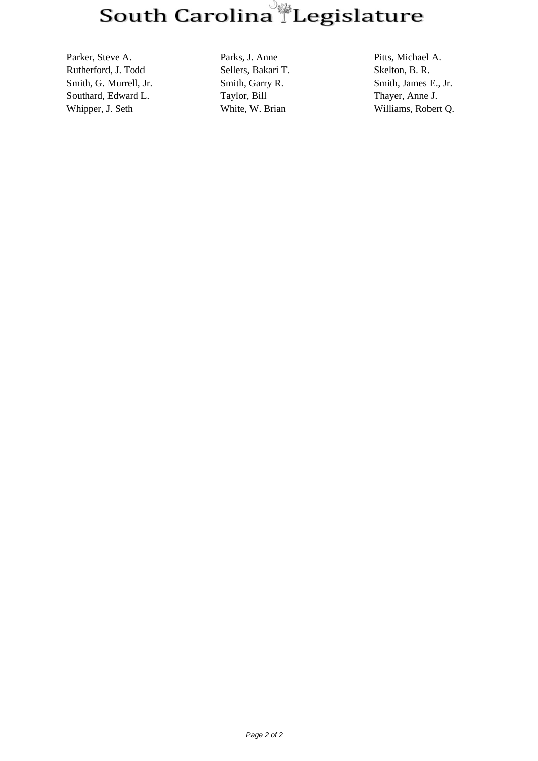Parker, Steve A.
Parks, J. Anne
Pitts, Michael A.
Rutherford, J. Todd
Sellers, Bakari T.
Skelton, B. R.
Smith, G. Murrell, Jr.
Smith, Garry R.
Smith, James E., Jr.
Southard, Edward L.
Taylor, Bill
Thayer, Anne J.
Whipper, J. Seth
White, W. Brian
Williams, Robert Q.